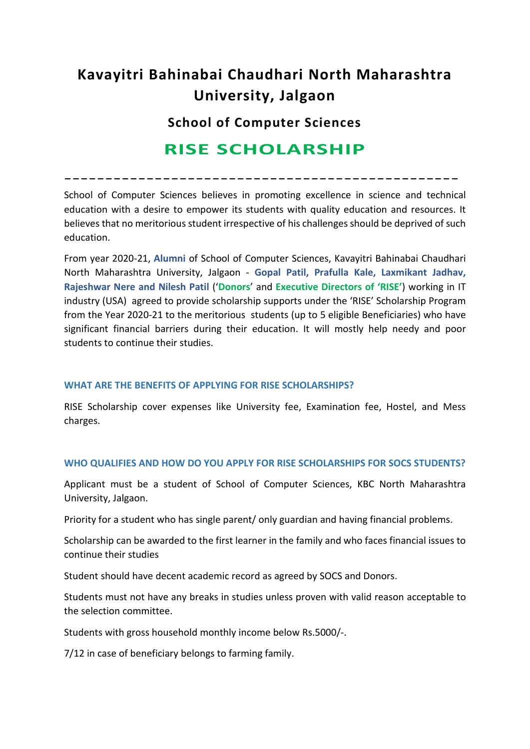# Kavayitri Bahinabai Chaudhari North Maharashtra University, Jalgaon

## School of Computer Sciences

## RISE SCHOLARSHIP

---

School of Computer Sciences believes in promoting excellence in science and technical education with a desire to empower its students with quality education and resources. It believes that no meritorious student irrespective of his challenges should be deprived of such education.

From year 2020-21, **Alumni** of School of Computer Sciences, Kavayitri Bahinabai Chaudhari North Maharashtra University, Jalgaon - **Gopal Patil, Prafulla Kale, Laxmikant Jadhav, Rajeshwar Nere and Nilesh Patil** ('**Donors**' and **Executive Directors of 'RISE'**) working in IT industry (USA) agreed to provide scholarship supports under the 'RISE' Scholarship Program from the Year 2020-21 to the meritorious students (up to 5 eligible Beneficiaries) who have significant financial barriers during their education. It will mostly help needy and poor students to continue their studies.

#### WHAT ARE THE BENEFITS OF APPLYING FOR RISE SCHOLARSHIPS?

RISE Scholarship cover expenses like University fee, Examination fee, Hostel, and Mess charges.

#### WHO QUALIFIES AND HOW DO YOU APPLY FOR RISE SCHOLARSHIPS FOR SOCS STUDENTS?

Applicant must be a student of School of Computer Sciences, KBC North Maharashtra University, Jalgaon.

Priority for a student who has single parent/ only guardian and having financial problems.

Scholarship can be awarded to the first learner in the family and who faces financial issues to continue their studies

Student should have decent academic record as agreed by SOCS and Donors.

Students must not have any breaks in studies unless proven with valid reason acceptable to the selection committee.

Students with gross household monthly income below Rs.5000/-.

7/12 in case of beneficiary belongs to farming family.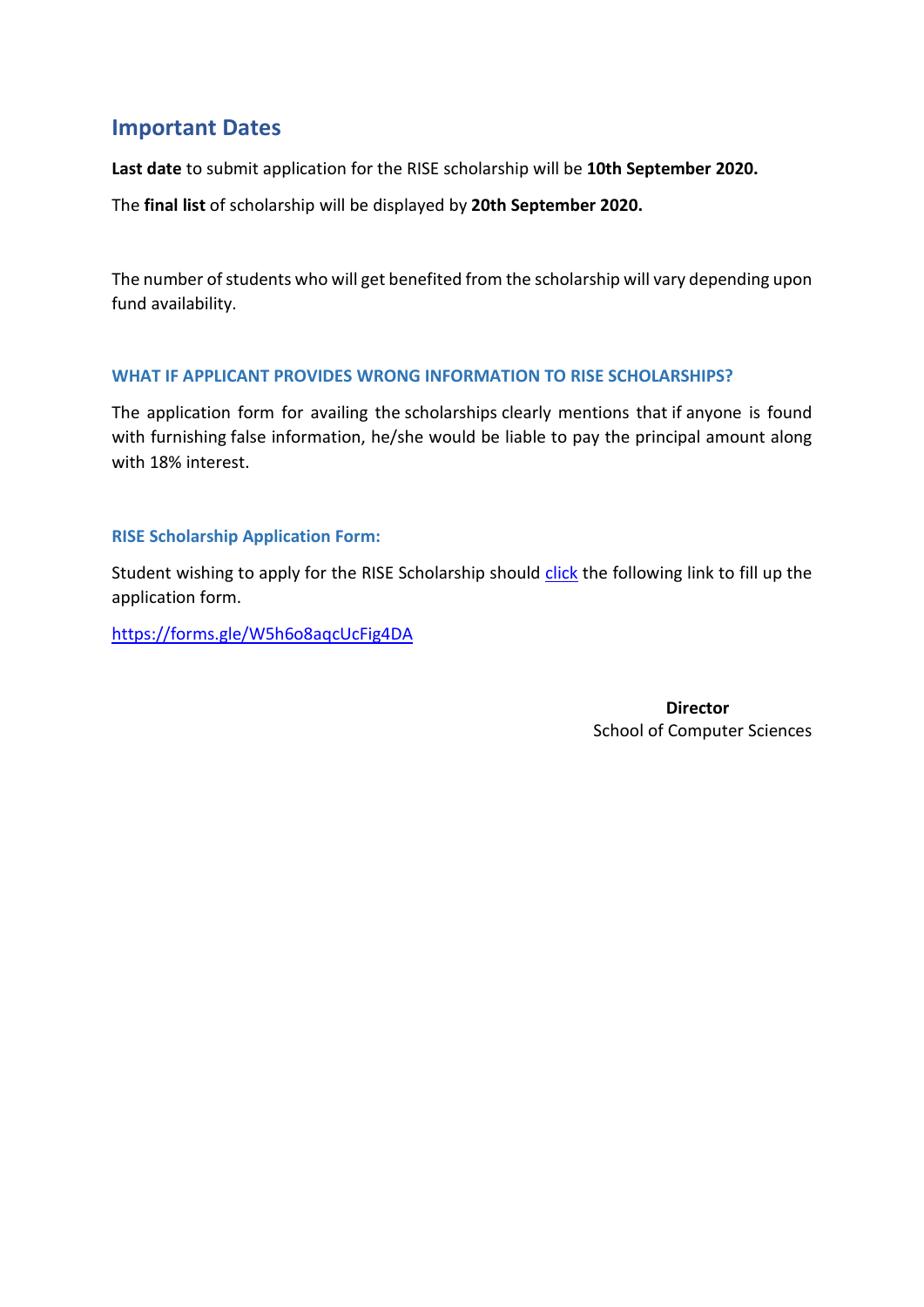## Important Dates

**Last date** to submit application for the RISE scholarship will be **10th September 2020.**

The **final list** of scholarship will be displayed by **20th September 2020.**

The number of students who will get benefited from the scholarship will vary depending upon fund availability.

### WHAT IF APPLICANT PROVIDES WRONG INFORMATION TO RISE SCHOLARSHIPS?

The application form for availing the scholarships clearly mentions that if anyone is found with furnishing false information, he/she would be liable to pay the principal amount along with 18% interest.

### RISE Scholarship Application Form:

Student wishing to apply for the RISE Scholarship should click the following link to fill up the application form.

https://forms.gle/W5h6o8aqcUcFig4DA

**Director**
School of Computer Sciences